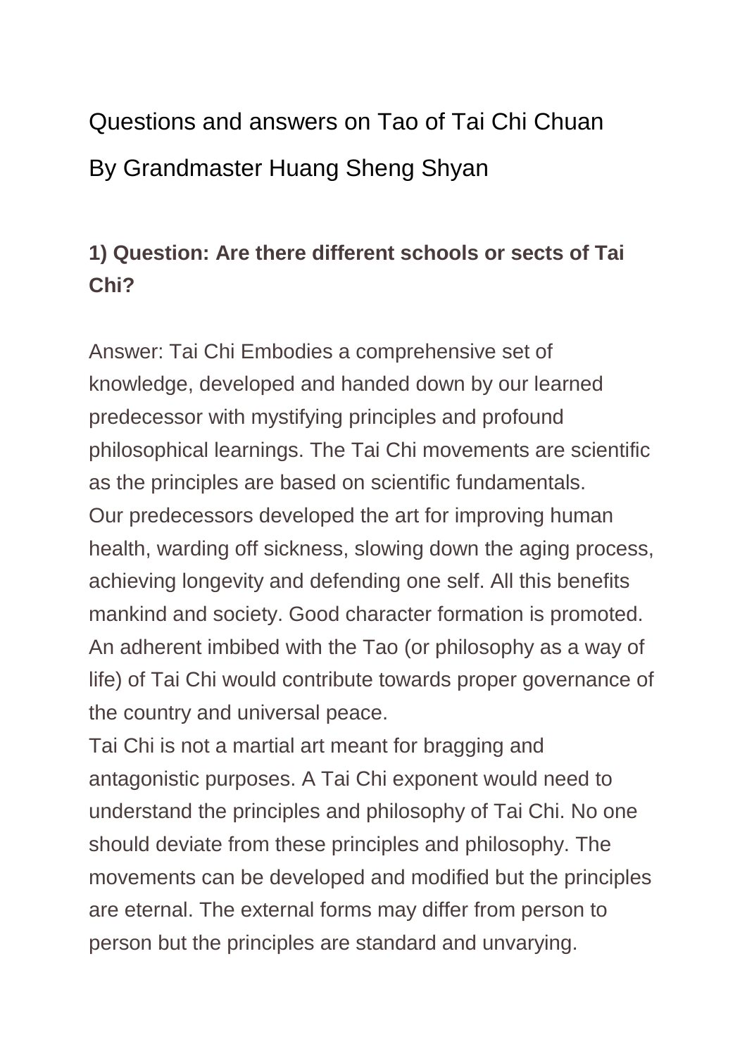# Questions and answers on Tao of Tai Chi Chuan

## By Grandmaster Huang Sheng Shyan

### 1) Question: Are there different schools or sects of Tai Chi?

Answer: Tai Chi Embodies a comprehensive set of knowledge, developed and handed down by our learned predecessor with mystifying principles and profound philosophical learnings. The Tai Chi movements are scientific as the principles are based on scientific fundamentals.
Our predecessors developed the art for improving human health, warding off sickness, slowing down the aging process, achieving longevity and defending one self. All this benefits mankind and society. Good character formation is promoted. An adherent imbibed with the Tao (or philosophy as a way of life) of Tai Chi would contribute towards proper governance of the country and universal peace.
Tai Chi is not a martial art meant for bragging and antagonistic purposes. A Tai Chi exponent would need to understand the principles and philosophy of Tai Chi. No one should deviate from these principles and philosophy. The movements can be developed and modified but the principles are eternal. The external forms may differ from person to person but the principles are standard and unvarying.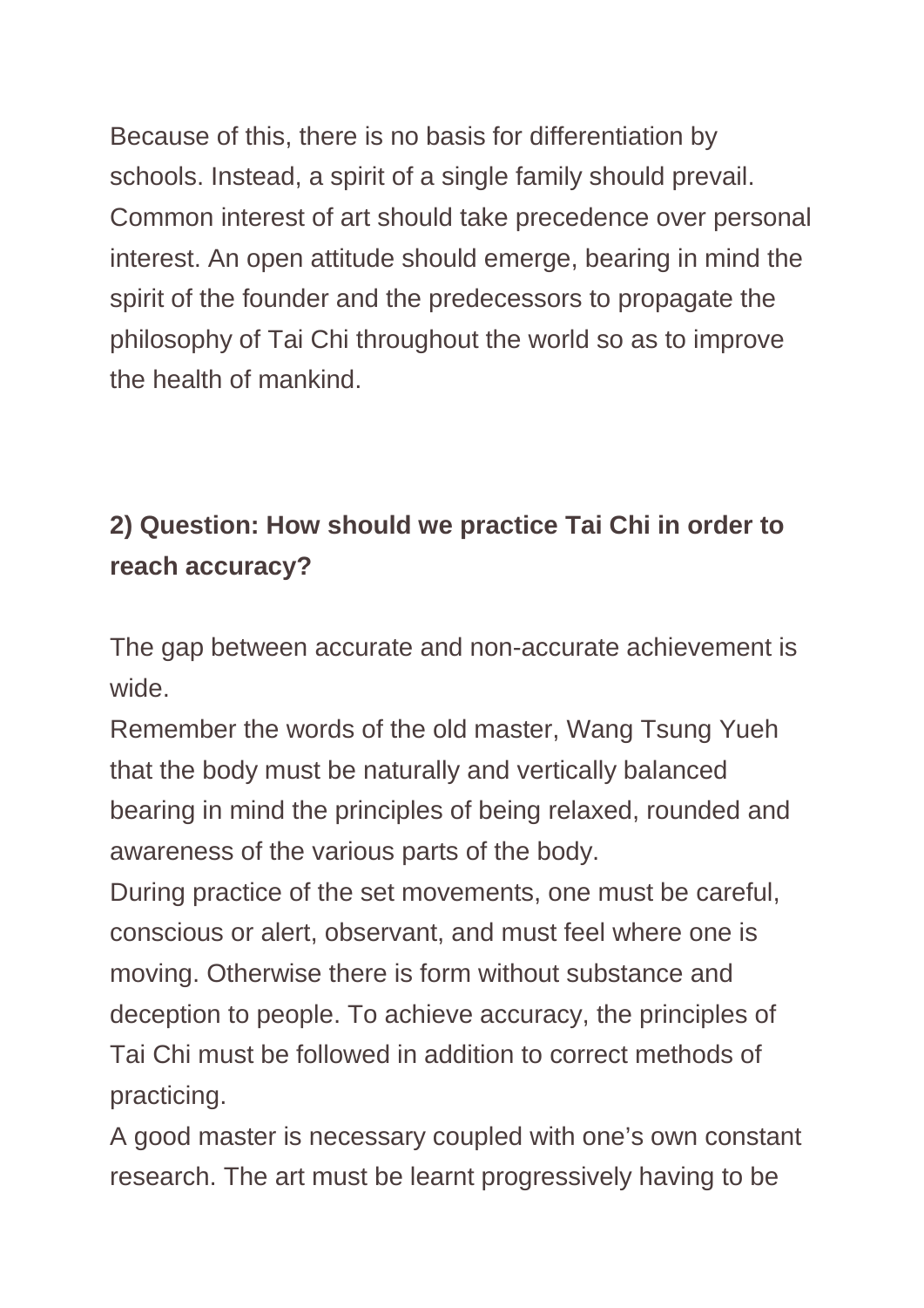Because of this, there is no basis for differentiation by schools. Instead, a spirit of a single family should prevail. Common interest of art should take precedence over personal interest. An open attitude should emerge, bearing in mind the spirit of the founder and the predecessors to propagate the philosophy of Tai Chi throughout the world so as to improve the health of mankind.

**2) Question: How should we practice Tai Chi in order to reach accuracy?**

The gap between accurate and non-accurate achievement is wide.

Remember the words of the old master, Wang Tsung Yueh that the body must be naturally and vertically balanced bearing in mind the principles of being relaxed, rounded and awareness of the various parts of the body.

During practice of the set movements, one must be careful, conscious or alert, observant, and must feel where one is moving. Otherwise there is form without substance and deception to people. To achieve accuracy, the principles of Tai Chi must be followed in addition to correct methods of practicing.

A good master is necessary coupled with one's own constant research. The art must be learnt progressively having to be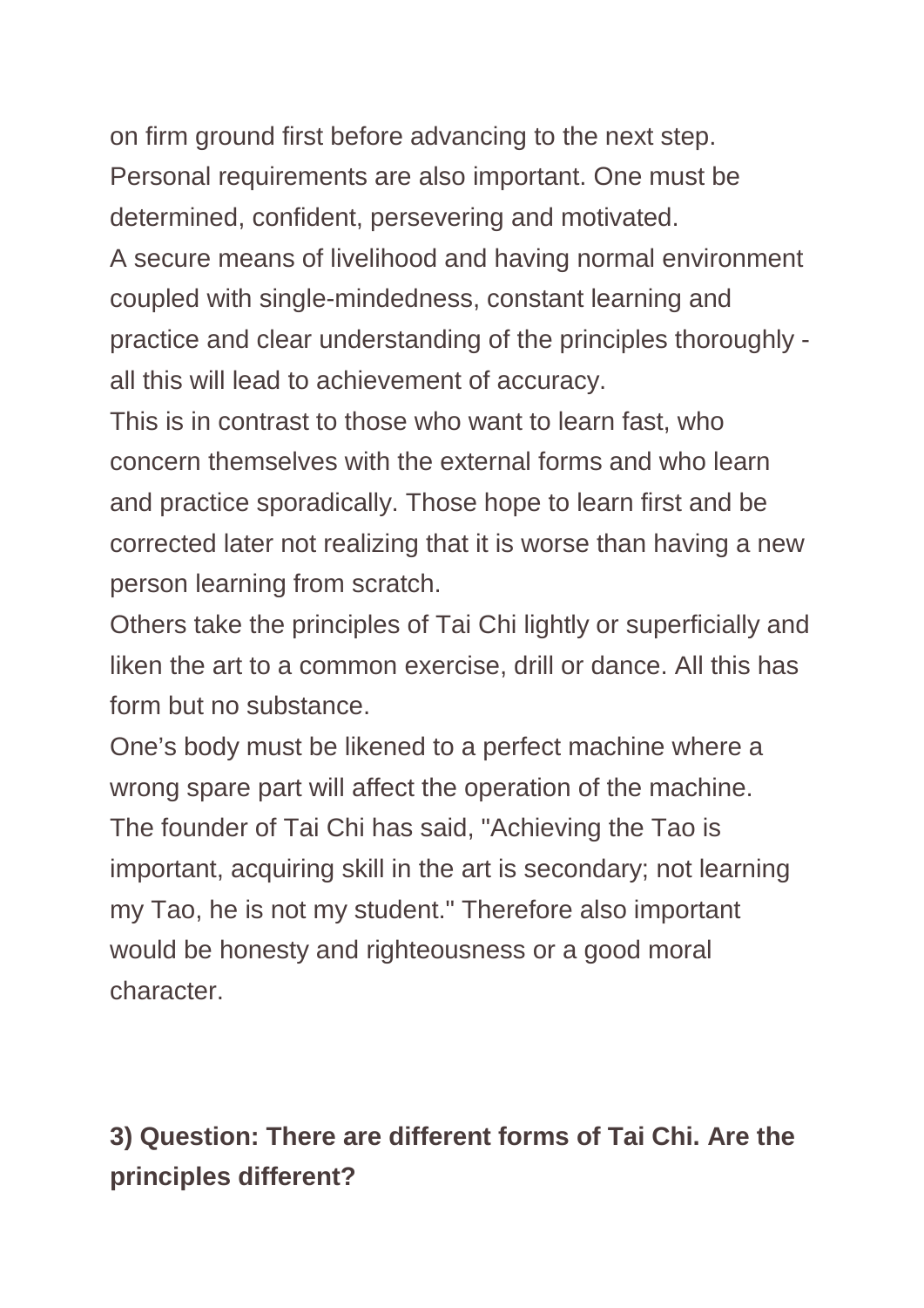on firm ground first before advancing to the next step.
Personal requirements are also important. One must be determined, confident, persevering and motivated.
A secure means of livelihood and having normal environment coupled with single-mindedness, constant learning and practice and clear understanding of the principles thoroughly - all this will lead to achievement of accuracy.
This is in contrast to those who want to learn fast, who concern themselves with the external forms and who learn and practice sporadically. Those hope to learn first and be corrected later not realizing that it is worse than having a new person learning from scratch.
Others take the principles of Tai Chi lightly or superficially and liken the art to a common exercise, drill or dance. All this has form but no substance.
One's body must be likened to a perfect machine where a wrong spare part will affect the operation of the machine.
The founder of Tai Chi has said, "Achieving the Tao is important, acquiring skill in the art is secondary; not learning my Tao, he is not my student." Therefore also important would be honesty and righteousness or a good moral character.

**3) Question: There are different forms of Tai Chi. Are the principles different?**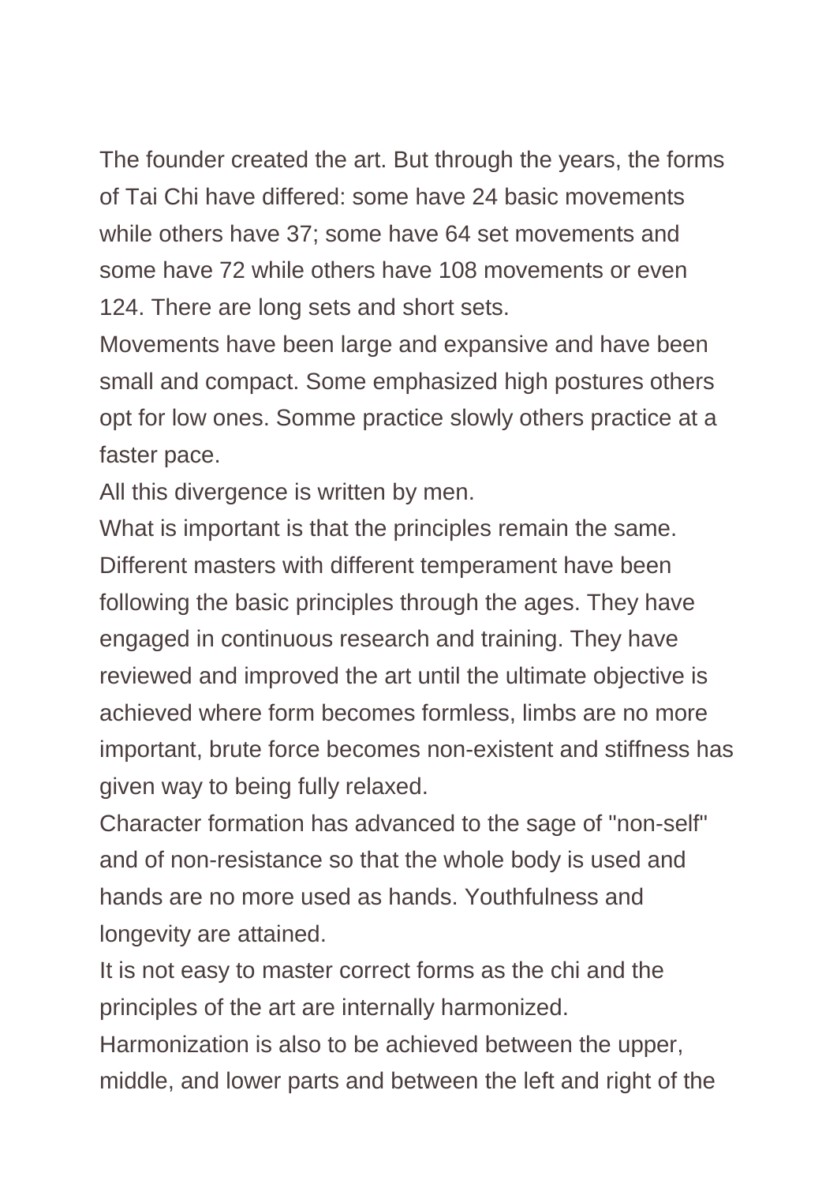The founder created the art. But through the years, the forms of Tai Chi have differed: some have 24 basic movements while others have 37; some have 64 set movements and some have 72 while others have 108 movements or even 124. There are long sets and short sets.

Movements have been large and expansive and have been small and compact. Some emphasized high postures others opt for low ones. Somme practice slowly others practice at a faster pace.

All this divergence is written by men.

What is important is that the principles remain the same. Different masters with different temperament have been following the basic principles through the ages. They have engaged in continuous research and training. They have reviewed and improved the art until the ultimate objective is achieved where form becomes formless, limbs are no more important, brute force becomes non-existent and stiffness has given way to being fully relaxed.

Character formation has advanced to the sage of "non-self" and of non-resistance so that the whole body is used and hands are no more used as hands. Youthfulness and longevity are attained.

It is not easy to master correct forms as the chi and the principles of the art are internally harmonized.

Harmonization is also to be achieved between the upper, middle, and lower parts and between the left and right of the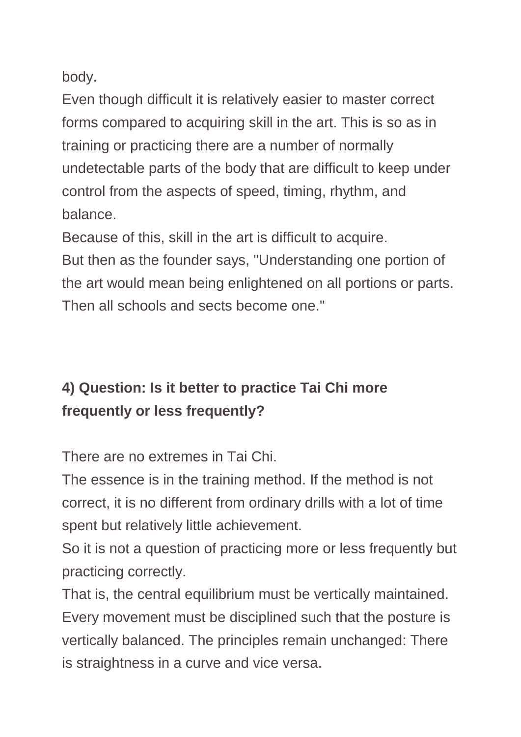body.

Even though difficult it is relatively easier to master correct forms compared to acquiring skill in the art. This is so as in training or practicing there are a number of normally undetectable parts of the body that are difficult to keep under control from the aspects of speed, timing, rhythm, and balance.

Because of this, skill in the art is difficult to acquire.

But then as the founder says, "Understanding one portion of the art would mean being enlightened on all portions or parts. Then all schools and sects become one."

**4) Question: Is it better to practice Tai Chi more frequently or less frequently?**

There are no extremes in Tai Chi.

The essence is in the training method. If the method is not correct, it is no different from ordinary drills with a lot of time spent but relatively little achievement.

So it is not a question of practicing more or less frequently but practicing correctly.

That is, the central equilibrium must be vertically maintained. Every movement must be disciplined such that the posture is vertically balanced. The principles remain unchanged: There is straightness in a curve and vice versa.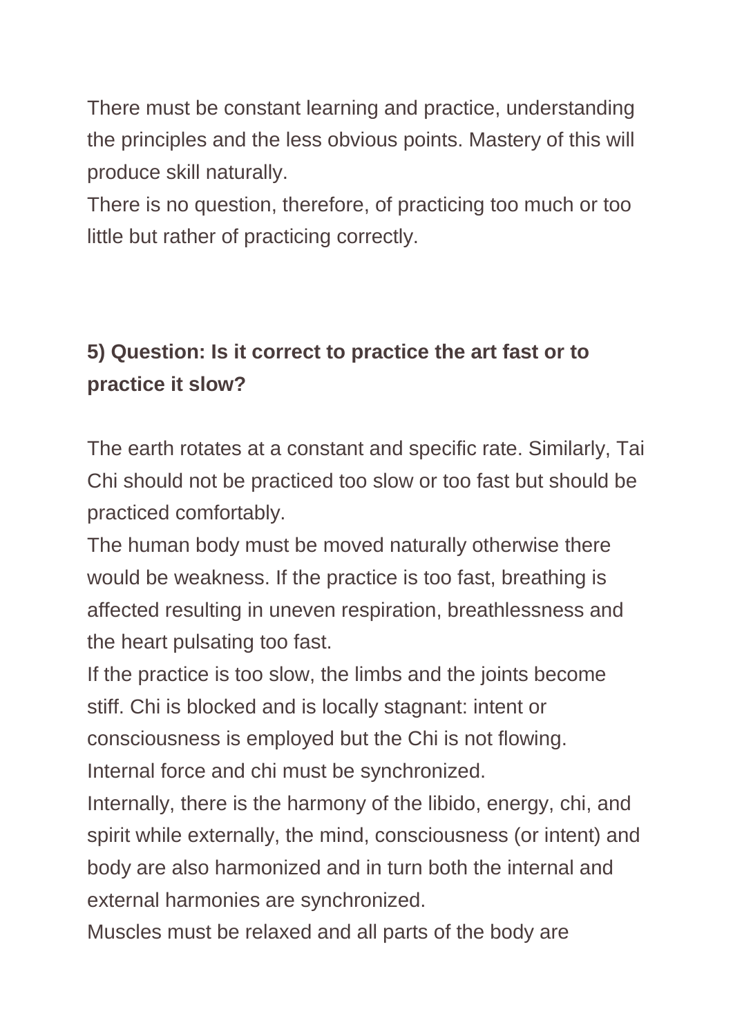There must be constant learning and practice, understanding the principles and the less obvious points. Mastery of this will produce skill naturally.

There is no question, therefore, of practicing too much or too little but rather of practicing correctly.

### 5) Question: Is it correct to practice the art fast or to practice it slow?

The earth rotates at a constant and specific rate. Similarly, Tai Chi should not be practiced too slow or too fast but should be practiced comfortably.

The human body must be moved naturally otherwise there would be weakness. If the practice is too fast, breathing is affected resulting in uneven respiration, breathlessness and the heart pulsating too fast.

If the practice is too slow, the limbs and the joints become stiff. Chi is blocked and is locally stagnant: intent or consciousness is employed but the Chi is not flowing.

Internal force and chi must be synchronized.

Internally, there is the harmony of the libido, energy, chi, and spirit while externally, the mind, consciousness (or intent) and body are also harmonized and in turn both the internal and external harmonies are synchronized.

Muscles must be relaxed and all parts of the body are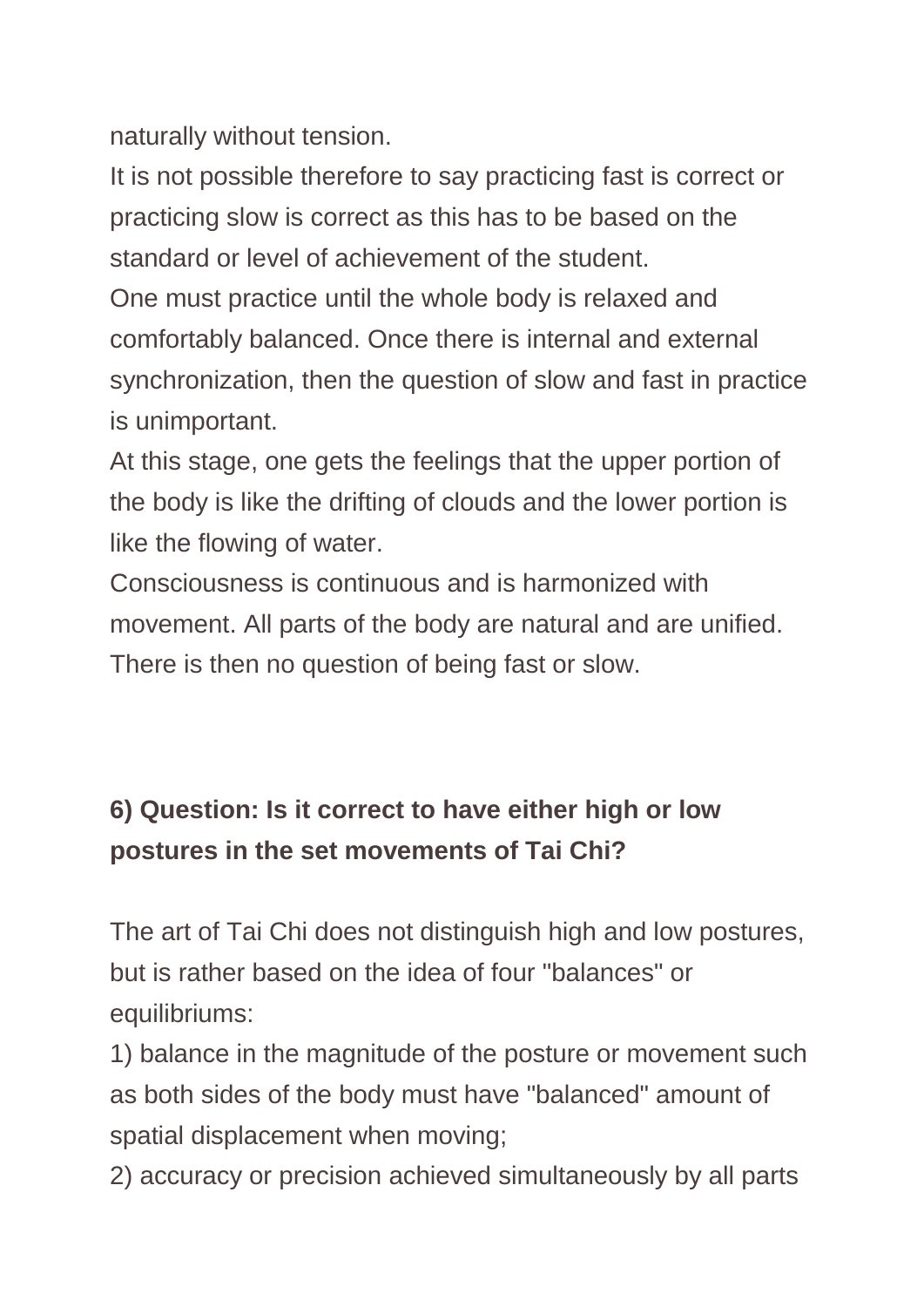naturally without tension.

It is not possible therefore to say practicing fast is correct or practicing slow is correct as this has to be based on the standard or level of achievement of the student.

One must practice until the whole body is relaxed and comfortably balanced. Once there is internal and external synchronization, then the question of slow and fast in practice is unimportant.

At this stage, one gets the feelings that the upper portion of the body is like the drifting of clouds and the lower portion is like the flowing of water.

Consciousness is continuous and is harmonized with movement. All parts of the body are natural and are unified. There is then no question of being fast or slow.

**6) Question: Is it correct to have either high or low postures in the set movements of Tai Chi?**

The art of Tai Chi does not distinguish high and low postures, but is rather based on the idea of four "balances" or equilibriums:

1) balance in the magnitude of the posture or movement such as both sides of the body must have "balanced" amount of spatial displacement when moving;

2) accuracy or precision achieved simultaneously by all parts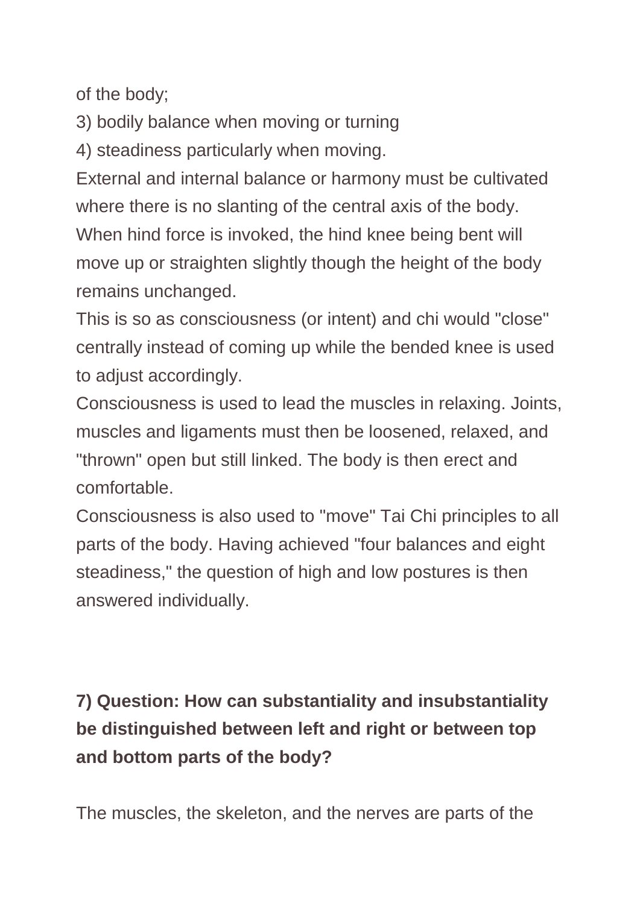of the body;

3) bodily balance when moving or turning

4) steadiness particularly when moving.

External and internal balance or harmony must be cultivated where there is no slanting of the central axis of the body. When hind force is invoked, the hind knee being bent will move up or straighten slightly though the height of the body remains unchanged.

This is so as consciousness (or intent) and chi would "close" centrally instead of coming up while the bended knee is used to adjust accordingly.

Consciousness is used to lead the muscles in relaxing. Joints, muscles and ligaments must then be loosened, relaxed, and "thrown" open but still linked. The body is then erect and comfortable.

Consciousness is also used to "move" Tai Chi principles to all parts of the body. Having achieved "four balances and eight steadiness," the question of high and low postures is then answered individually.

**7) Question: How can substantiality and insubstantiality be distinguished between left and right or between top and bottom parts of the body?**

The muscles, the skeleton, and the nerves are parts of the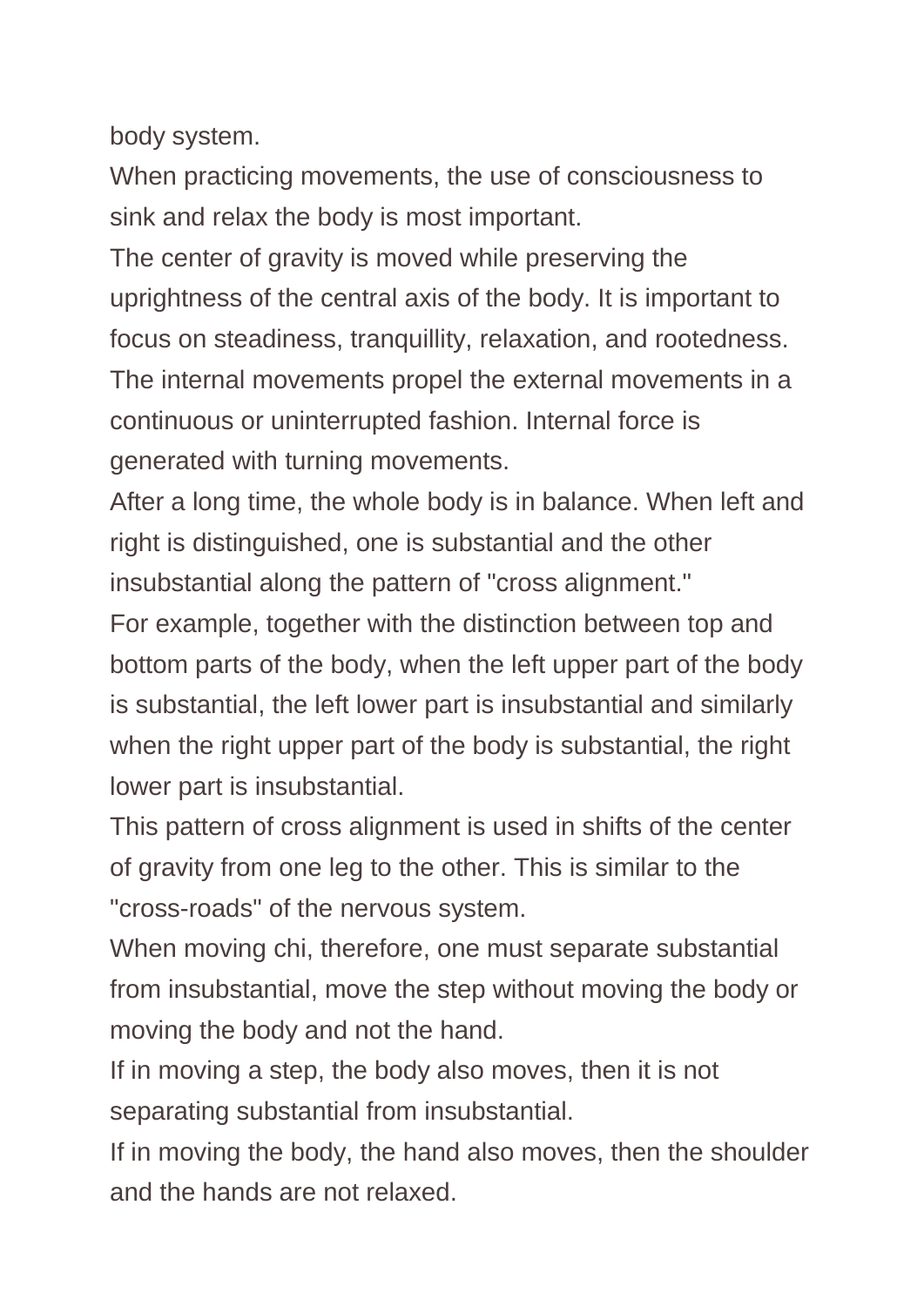body system.

When practicing movements, the use of consciousness to sink and relax the body is most important.

The center of gravity is moved while preserving the uprightness of the central axis of the body. It is important to focus on steadiness, tranquillity, relaxation, and rootedness.

The internal movements propel the external movements in a continuous or uninterrupted fashion. Internal force is generated with turning movements.

After a long time, the whole body is in balance. When left and right is distinguished, one is substantial and the other insubstantial along the pattern of "cross alignment."

For example, together with the distinction between top and bottom parts of the body, when the left upper part of the body is substantial, the left lower part is insubstantial and similarly when the right upper part of the body is substantial, the right lower part is insubstantial.

This pattern of cross alignment is used in shifts of the center of gravity from one leg to the other. This is similar to the "cross-roads" of the nervous system.

When moving chi, therefore, one must separate substantial from insubstantial, move the step without moving the body or moving the body and not the hand.

If in moving a step, the body also moves, then it is not separating substantial from insubstantial.

If in moving the body, the hand also moves, then the shoulder and the hands are not relaxed.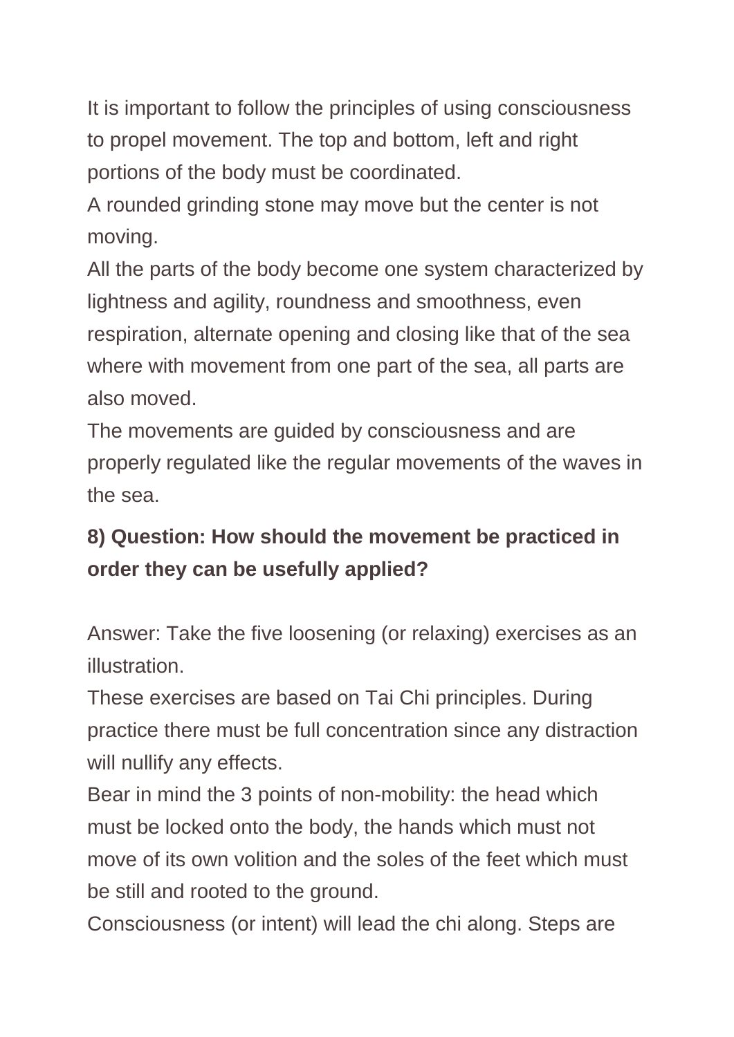It is important to follow the principles of using consciousness to propel movement. The top and bottom, left and right portions of the body must be coordinated.

A rounded grinding stone may move but the center is not moving.

All the parts of the body become one system characterized by lightness and agility, roundness and smoothness, even respiration, alternate opening and closing like that of the sea where with movement from one part of the sea, all parts are also moved.

The movements are guided by consciousness and are properly regulated like the regular movements of the waves in the sea.

**8) Question: How should the movement be practiced in order they can be usefully applied?**

Answer: Take the five loosening (or relaxing) exercises as an illustration.

These exercises are based on Tai Chi principles. During practice there must be full concentration since any distraction will nullify any effects.

Bear in mind the 3 points of non-mobility: the head which must be locked onto the body, the hands which must not move of its own volition and the soles of the feet which must be still and rooted to the ground.

Consciousness (or intent) will lead the chi along. Steps are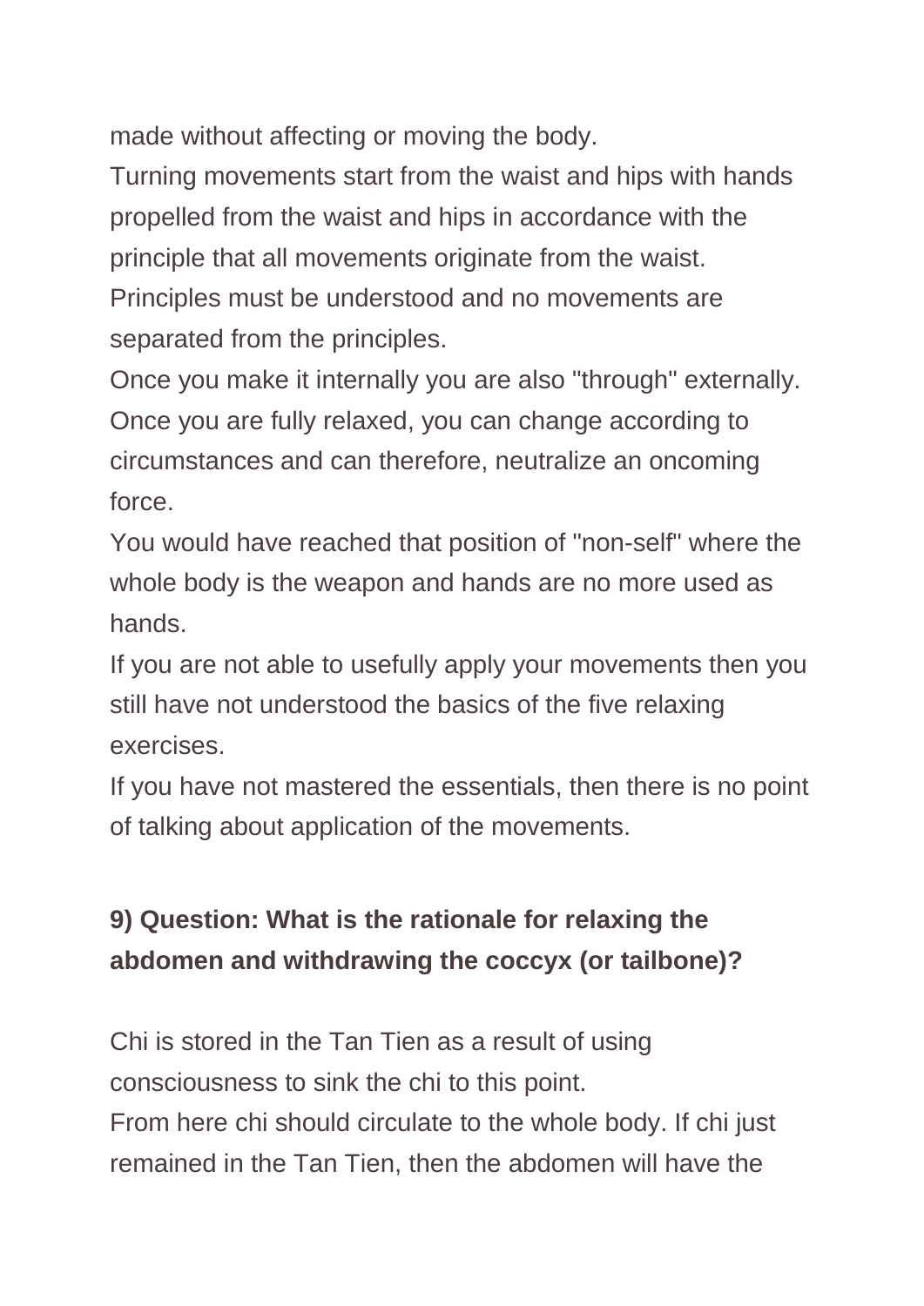made without affecting or moving the body.

Turning movements start from the waist and hips with hands propelled from the waist and hips in accordance with the principle that all movements originate from the waist.

Principles must be understood and no movements are separated from the principles.

Once you make it internally you are also "through" externally.

Once you are fully relaxed, you can change according to circumstances and can therefore, neutralize an oncoming force.

You would have reached that position of "non-self" where the whole body is the weapon and hands are no more used as hands.

If you are not able to usefully apply your movements then you still have not understood the basics of the five relaxing exercises.

If you have not mastered the essentials, then there is no point of talking about application of the movements.

**9) Question: What is the rationale for relaxing the abdomen and withdrawing the coccyx (or tailbone)?**

Chi is stored in the Tan Tien as a result of using consciousness to sink the chi to this point.

From here chi should circulate to the whole body. If chi just remained in the Tan Tien, then the abdomen will have the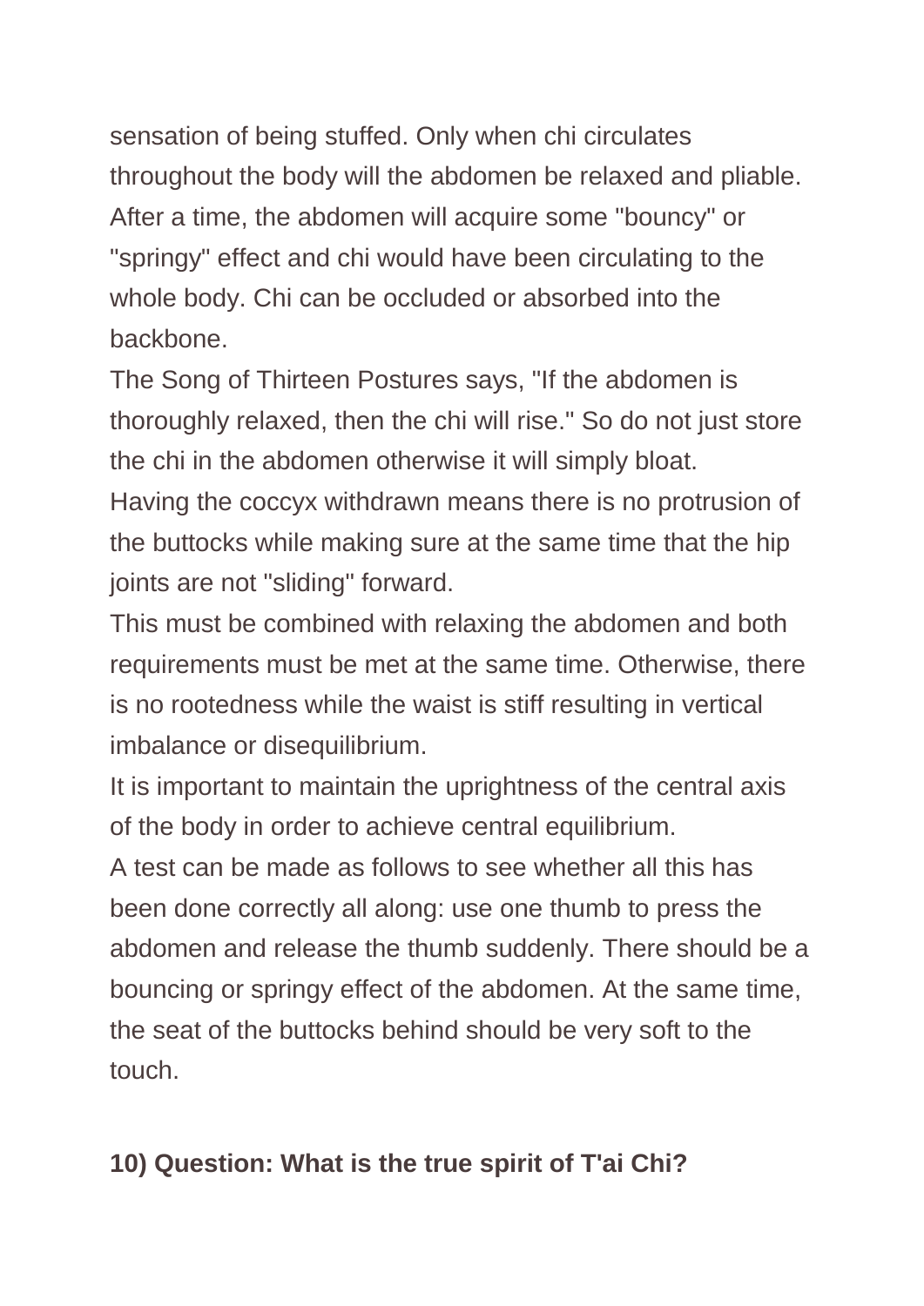sensation of being stuffed. Only when chi circulates throughout the body will the abdomen be relaxed and pliable. After a time, the abdomen will acquire some "bouncy" or "springy" effect and chi would have been circulating to the whole body. Chi can be occluded or absorbed into the backbone.

The Song of Thirteen Postures says, "If the abdomen is thoroughly relaxed, then the chi will rise." So do not just store the chi in the abdomen otherwise it will simply bloat.

Having the coccyx withdrawn means there is no protrusion of the buttocks while making sure at the same time that the hip joints are not "sliding" forward.

This must be combined with relaxing the abdomen and both requirements must be met at the same time. Otherwise, there is no rootedness while the waist is stiff resulting in vertical imbalance or disequilibrium.

It is important to maintain the uprightness of the central axis of the body in order to achieve central equilibrium.

A test can be made as follows to see whether all this has been done correctly all along: use one thumb to press the abdomen and release the thumb suddenly. There should be a bouncing or springy effect of the abdomen. At the same time, the seat of the buttocks behind should be very soft to the touch.

**10) Question: What is the true spirit of T'ai Chi?**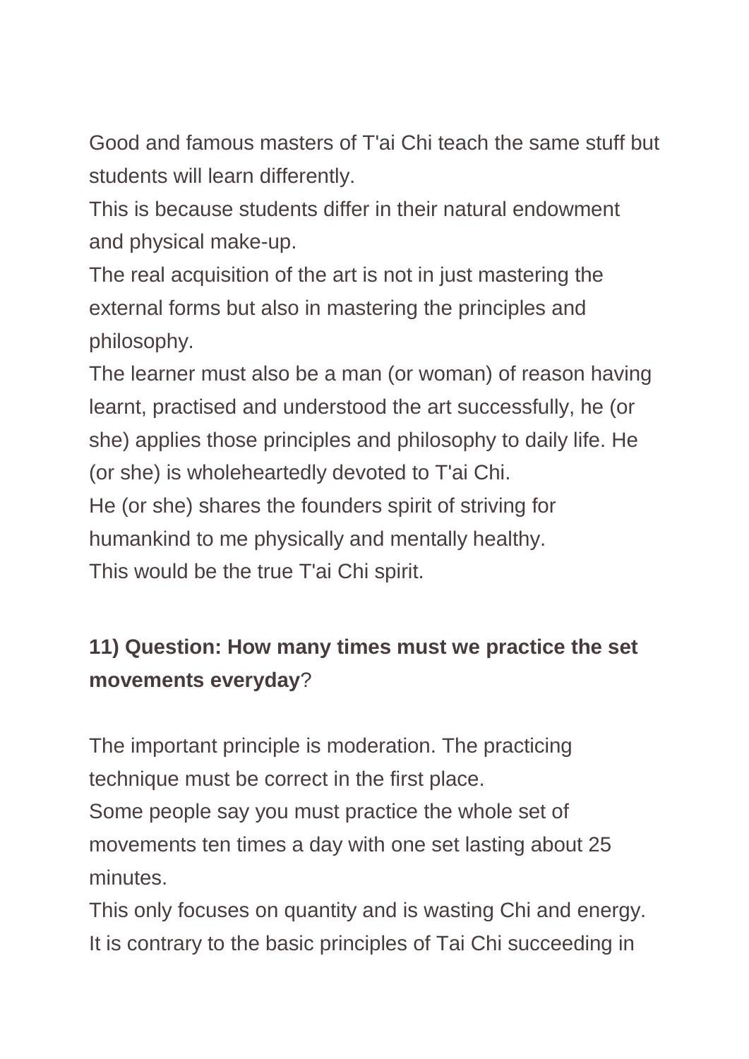Good and famous masters of T'ai Chi teach the same stuff but students will learn differently.

This is because students differ in their natural endowment and physical make-up.

The real acquisition of the art is not in just mastering the external forms but also in mastering the principles and philosophy.

The learner must also be a man (or woman) of reason having learnt, practised and understood the art successfully, he (or she) applies those principles and philosophy to daily life. He (or she) is wholeheartedly devoted to T'ai Chi.

He (or she) shares the founders spirit of striving for humankind to me physically and mentally healthy.

This would be the true T'ai Chi spirit.

**11) Question: How many times must we practice the set movements everyday**?

The important principle is moderation. The practicing technique must be correct in the first place.

Some people say you must practice the whole set of movements ten times a day with one set lasting about 25 minutes.

This only focuses on quantity and is wasting Chi and energy. It is contrary to the basic principles of Tai Chi succeeding in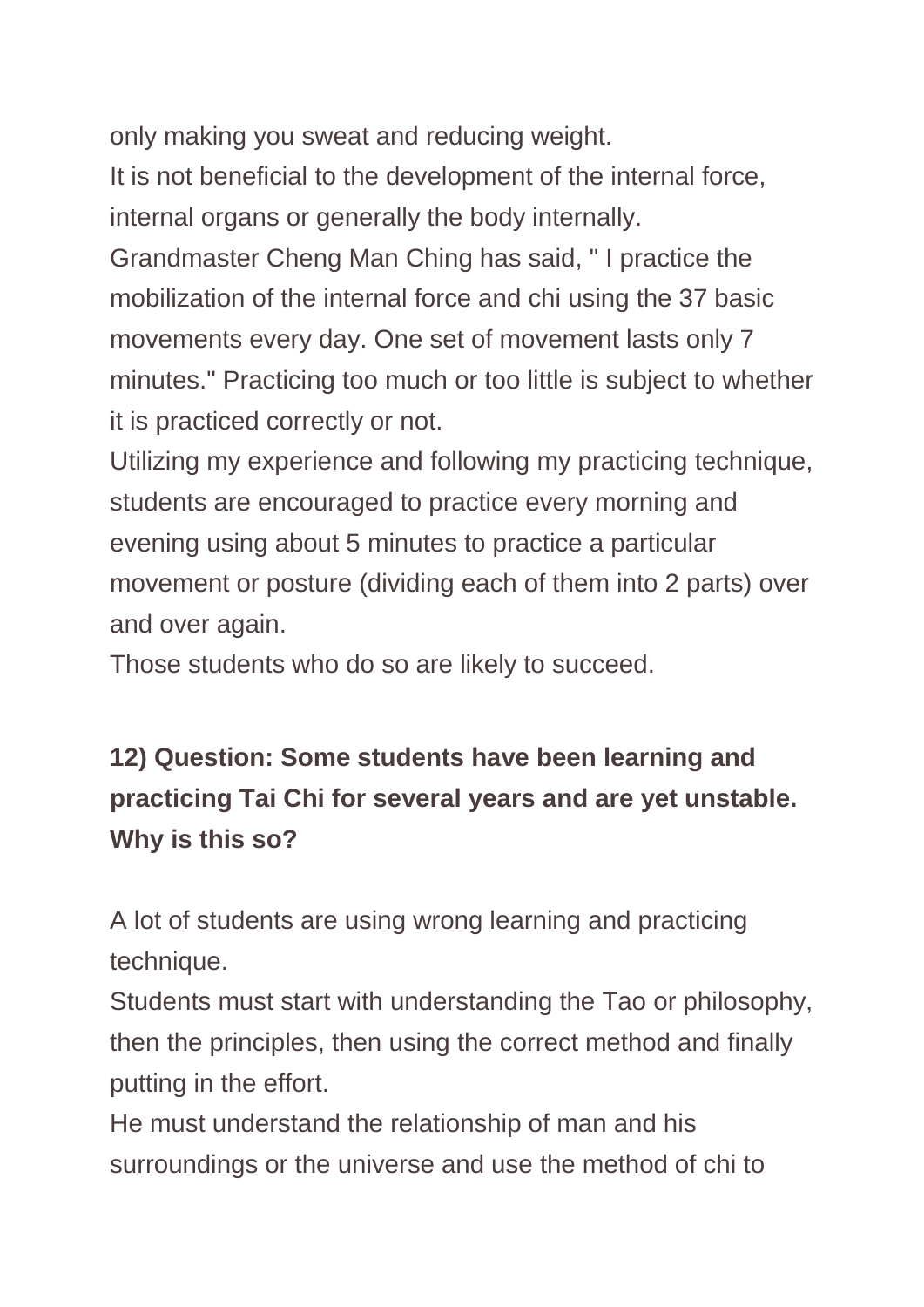only making you sweat and reducing weight.
It is not beneficial to the development of the internal force, internal organs or generally the body internally.
Grandmaster Cheng Man Ching has said, " I practice the mobilization of the internal force and chi using the 37 basic movements every day. One set of movement lasts only 7 minutes." Practicing too much or too little is subject to whether it is practiced correctly or not.
Utilizing my experience and following my practicing technique, students are encouraged to practice every morning and evening using about 5 minutes to practice a particular movement or posture (dividing each of them into 2 parts) over and over again.
Those students who do so are likely to succeed.

**12) Question: Some students have been learning and practicing Tai Chi for several years and are yet unstable. Why is this so?**

A lot of students are using wrong learning and practicing technique.
Students must start with understanding the Tao or philosophy, then the principles, then using the correct method and finally putting in the effort.
He must understand the relationship of man and his surroundings or the universe and use the method of chi to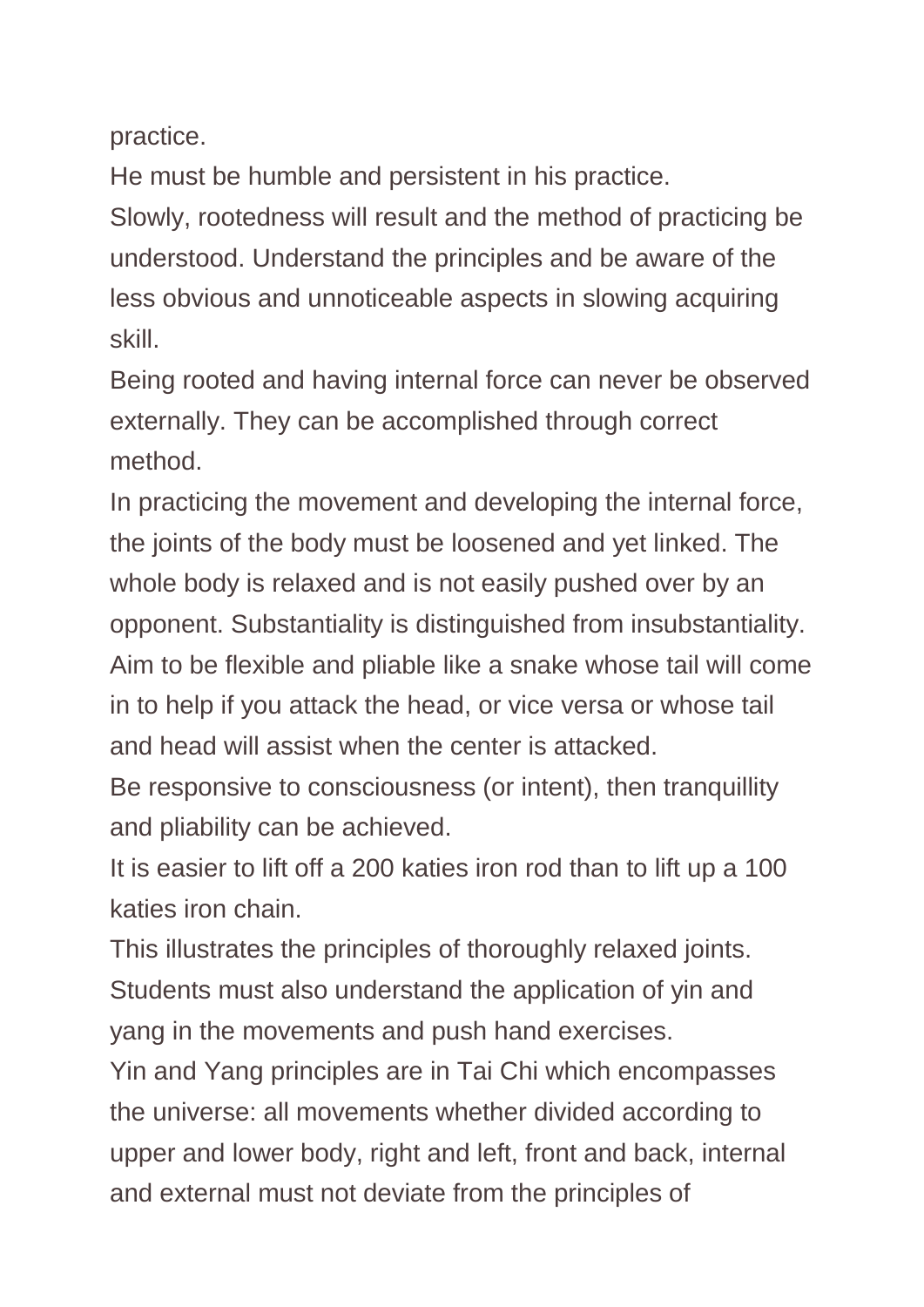practice.

He must be humble and persistent in his practice.

Slowly, rootedness will result and the method of practicing be understood. Understand the principles and be aware of the less obvious and unnoticeable aspects in slowing acquiring skill.

Being rooted and having internal force can never be observed externally. They can be accomplished through correct method.

In practicing the movement and developing the internal force, the joints of the body must be loosened and yet linked. The whole body is relaxed and is not easily pushed over by an opponent. Substantiality is distinguished from insubstantiality. Aim to be flexible and pliable like a snake whose tail will come in to help if you attack the head, or vice versa or whose tail and head will assist when the center is attacked.

Be responsive to consciousness (or intent), then tranquillity and pliability can be achieved.

It is easier to lift off a 200 katies iron rod than to lift up a 100 katies iron chain.

This illustrates the principles of thoroughly relaxed joints.

Students must also understand the application of yin and yang in the movements and push hand exercises.

Yin and Yang principles are in Tai Chi which encompasses the universe: all movements whether divided according to upper and lower body, right and left, front and back, internal and external must not deviate from the principles of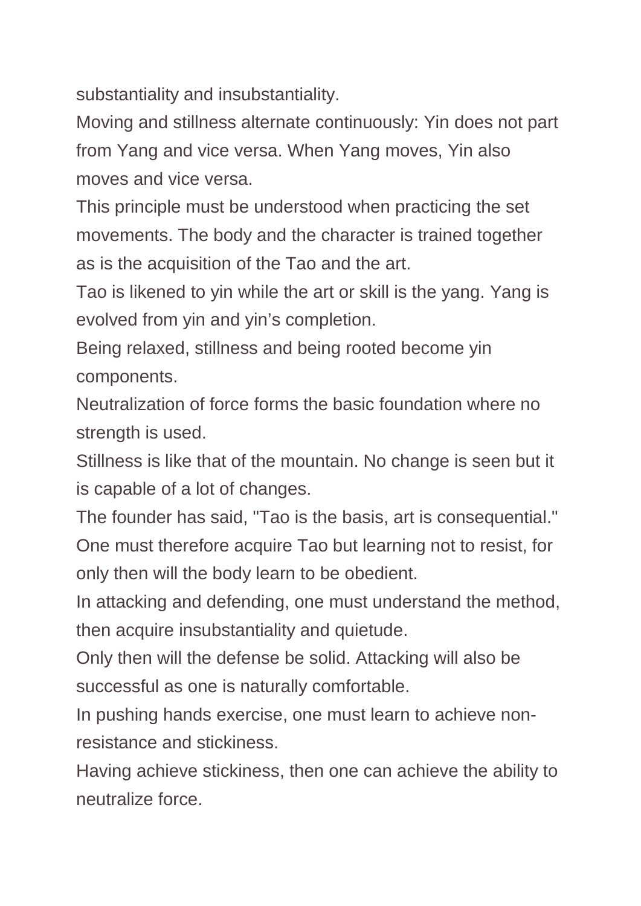substantiality and insubstantiality.

Moving and stillness alternate continuously: Yin does not part from Yang and vice versa. When Yang moves, Yin also moves and vice versa.

This principle must be understood when practicing the set movements. The body and the character is trained together as is the acquisition of the Tao and the art.

Tao is likened to yin while the art or skill is the yang. Yang is evolved from yin and yin's completion.

Being relaxed, stillness and being rooted become yin components.

Neutralization of force forms the basic foundation where no strength is used.

Stillness is like that of the mountain. No change is seen but it is capable of a lot of changes.

The founder has said, "Tao is the basis, art is consequential." One must therefore acquire Tao but learning not to resist, for only then will the body learn to be obedient.

In attacking and defending, one must understand the method, then acquire insubstantiality and quietude.

Only then will the defense be solid. Attacking will also be successful as one is naturally comfortable.

In pushing hands exercise, one must learn to achieve non-resistance and stickiness.

Having achieve stickiness, then one can achieve the ability to neutralize force.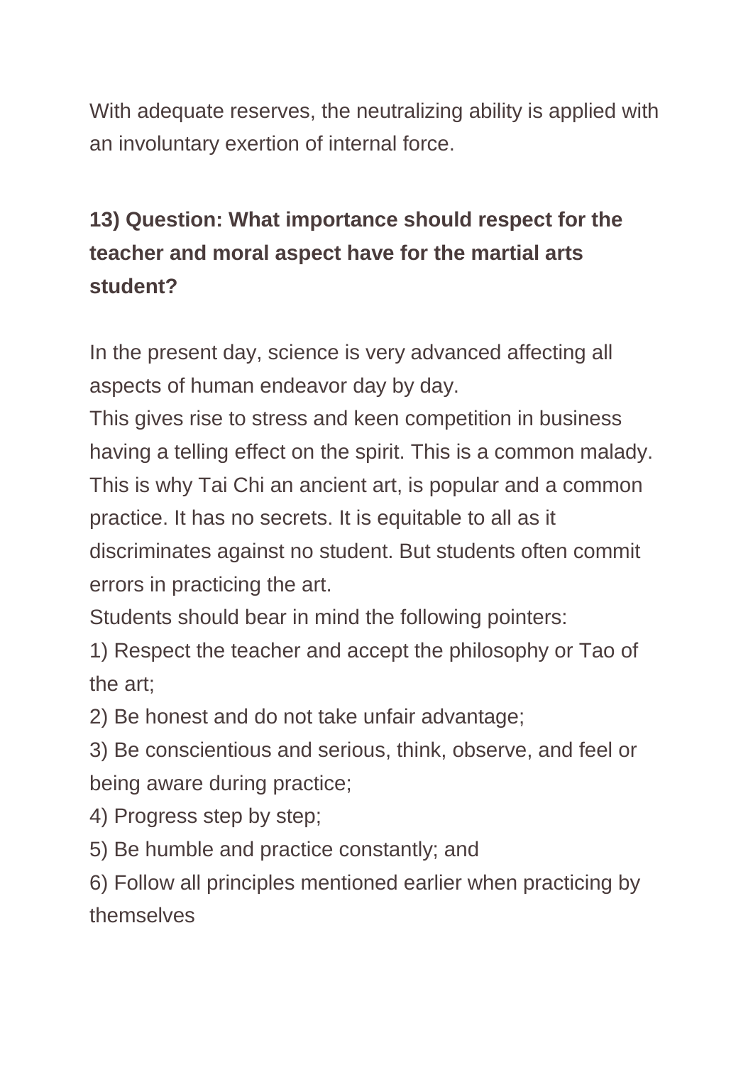With adequate reserves, the neutralizing ability is applied with an involuntary exertion of internal force.

**13) Question: What importance should respect for the teacher and moral aspect have for the martial arts student?**

In the present day, science is very advanced affecting all aspects of human endeavor day by day.
This gives rise to stress and keen competition in business having a telling effect on the spirit. This is a common malady. This is why Tai Chi an ancient art, is popular and a common practice. It has no secrets. It is equitable to all as it discriminates against no student. But students often commit errors in practicing the art.
Students should bear in mind the following pointers:
1) Respect the teacher and accept the philosophy or Tao of the art;
2) Be honest and do not take unfair advantage;
3) Be conscientious and serious, think, observe, and feel or being aware during practice;
4) Progress step by step;
5) Be humble and practice constantly; and
6) Follow all principles mentioned earlier when practicing by themselves